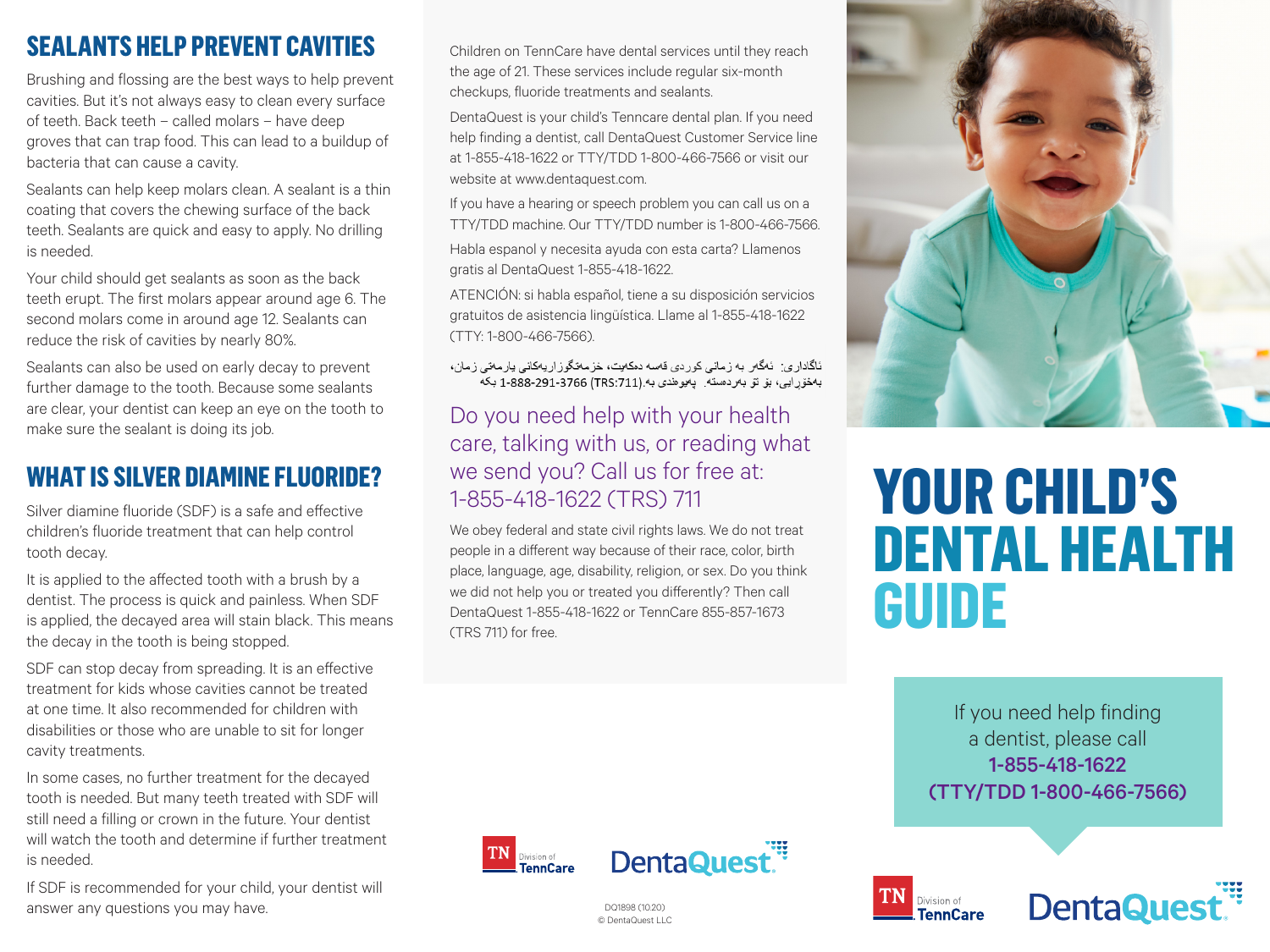## SEALANTS HELP PREVENT CAVITIES

Brushing and flossing are the best ways to help prevent cavities. But it's not always easy to clean every surface of teeth. Back teeth – called molars – have deep groves that can trap food. This can lead to a buildup of bacteria that can cause a cavity.

Sealants can help keep molars clean. A sealant is a thin coating that covers the chewing surface of the back teeth. Sealants are quick and easy to apply. No drilling is needed.

Your child should get sealants as soon as the back teeth erupt. The first molars appear around age 6. The second molars come in around age 12. Sealants can reduce the risk of cavities by nearly 80%.

Sealants can also be used on early decay to prevent further damage to the tooth. Because some sealants are clear, your dentist can keep an eye on the tooth to make sure the sealant is doing its job.

## WHAT IS SILVER DIAMINE FLUORIDE?

Silver diamine fluoride (SDF) is a safe and effective children's fluoride treatment that can help control tooth decay.

It is applied to the affected tooth with a brush by a dentist. The process is quick and painless. When SDF is applied, the decayed area will stain black. This means the decay in the tooth is being stopped.

SDF can stop decay from spreading. It is an effective treatment for kids whose cavities cannot be treated at one time. It also recommended for children with disabilities or those who are unable to sit for longer cavity treatments.

In some cases, no further treatment for the decayed tooth is needed. But many teeth treated with SDF will still need a filling or crown in the future. Your dentist will watch the tooth and determine if further treatment is needed.

If SDF is recommended for your child, your dentist will answer any questions you may have.

Children on TennCare have dental services until they reach the age of 21. These services include regular six-month checkups, fluoride treatments and sealants.

DentaQuest is your child's Tenncare dental plan. If you need help finding a dentist, call DentaQuest Customer Service line at 1-855-418-1622 or TTY/TDD 1-800-466-7566 or visit our website at www.dentaquest.com.

If you have a hearing or speech problem you can call us on a TTY/TDD machine. Our TTY/TDD number is 1-800-466-7566.

Habla espanol y necesita ayuda con esta carta? Llamenos gratis al DentaQuest 1-855-418-1622.

ATENCIÓN: si habla español, tiene a su disposición servicios gratuitos de asistencia lingüística. Llame al 1-855-418-1622 (TTY: 1-800-466-7566).

ئاگاداری: ئەگەر بە زمانی کوردی قسە دەکەیت، خزمەتگوزاریەکانی یارمەتی زمان، بەخۆرایی، بۆ تۆ بەردەستە. پەیوەندی بە (TRS:711) 3766-291-888-1 بکە

Do you need help with your health care, talking with us, or reading what we send you? Call us for free at: 1-855-418-1622 (TRS) 711

We obey federal and state civil rights laws. We do not treat people in a different way because of their race, color, birth place, language, age, disability, religion, or sex. Do you think we did not help you or treated you differently? Then call DentaQuest 1-855-418-1622 or TennCare 855-857-1673 (TRS 711) for free.

TN Division of TennCare | DentaQuest

DQ1898 (10.20)
© DentaQuest LLC

# YOUR CHILD'S DENTAL HEALTH GUIDE

If you need help finding a dentist, please call **1-855-418-1622 (TTY/TDD 1-800-466-7566)**

TN Division of TennCare | DentaQuest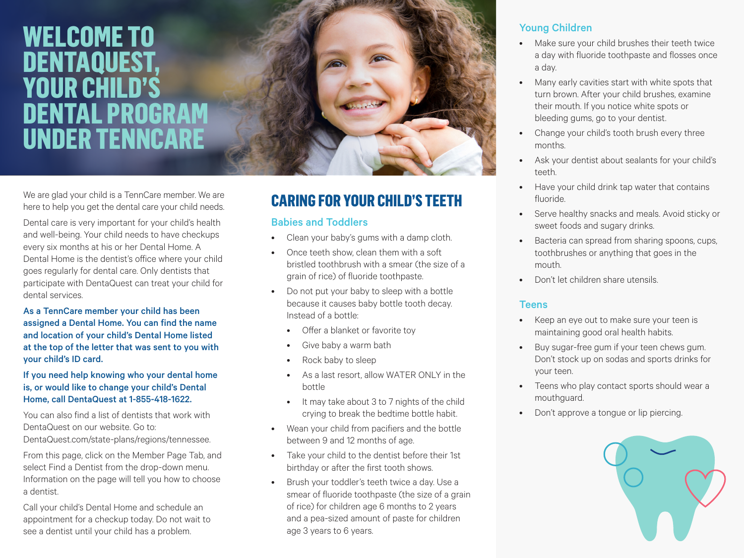# WELCOME TO DENTAQUEST, YOUR CHILD'S DENTAL PROGRAM UNDER TENNCARE

We are glad your child is a TennCare member. We are here to help you get the dental care your child needs.

Dental care is very important for your child's health and well-being. Your child needs to have checkups every six months at his or her Dental Home. A Dental Home is the dentist's office where your child goes regularly for dental care. Only dentists that participate with DentaQuest can treat your child for dental services.

**As a TennCare member your child has been assigned a Dental Home. You can find the name and location of your child's Dental Home listed at the top of the letter that was sent to you with your child's ID card.**

**If you need help knowing who your dental home is, or would like to change your child's Dental Home, call DentaQuest at 1-855-418-1622.**

You can also find a list of dentists that work with DentaQuest on our website. Go to: DentaQuest.com/state-plans/regions/tennessee.

From this page, click on the Member Page Tab, and select Find a Dentist from the drop-down menu. Information on the page will tell you how to choose a dentist.

Call your child's Dental Home and schedule an appointment for a checkup today. Do not wait to see a dentist until your child has a problem.

## CARING FOR YOUR CHILD'S TEETH

### Babies and Toddlers

- Clean your baby's gums with a damp cloth.
- Once teeth show, clean them with a soft bristled toothbrush with a smear (the size of a grain of rice) of fluoride toothpaste.
- Do not put your baby to sleep with a bottle because it causes baby bottle tooth decay. Instead of a bottle:
  - Offer a blanket or favorite toy
  - Give baby a warm bath
  - Rock baby to sleep
  - As a last resort, allow WATER ONLY in the bottle
  - It may take about 3 to 7 nights of the child crying to break the bedtime bottle habit.
- Wean your child from pacifiers and the bottle between 9 and 12 months of age.
- Take your child to the dentist before their 1st birthday or after the first tooth shows.
- Brush your toddler's teeth twice a day. Use a smear of fluoride toothpaste (the size of a grain of rice) for children age 6 months to 2 years and a pea-sized amount of paste for children age 3 years to 6 years.

### Young Children

- Make sure your child brushes their teeth twice a day with fluoride toothpaste and flosses once a day.
- Many early cavities start with white spots that turn brown. After your child brushes, examine their mouth. If you notice white spots or bleeding gums, go to your dentist.
- Change your child's tooth brush every three months.
- Ask your dentist about sealants for your child's teeth.
- Have your child drink tap water that contains fluoride.
- Serve healthy snacks and meals. Avoid sticky or sweet foods and sugary drinks.
- Bacteria can spread from sharing spoons, cups, toothbrushes or anything that goes in the mouth.
- Don't let children share utensils.

### Teens

- Keep an eye out to make sure your teen is maintaining good oral health habits.
- Buy sugar-free gum if your teen chews gum. Don't stock up on sodas and sports drinks for your teen.
- Teens who play contact sports should wear a mouthguard.
- Don't approve a tongue or lip piercing.